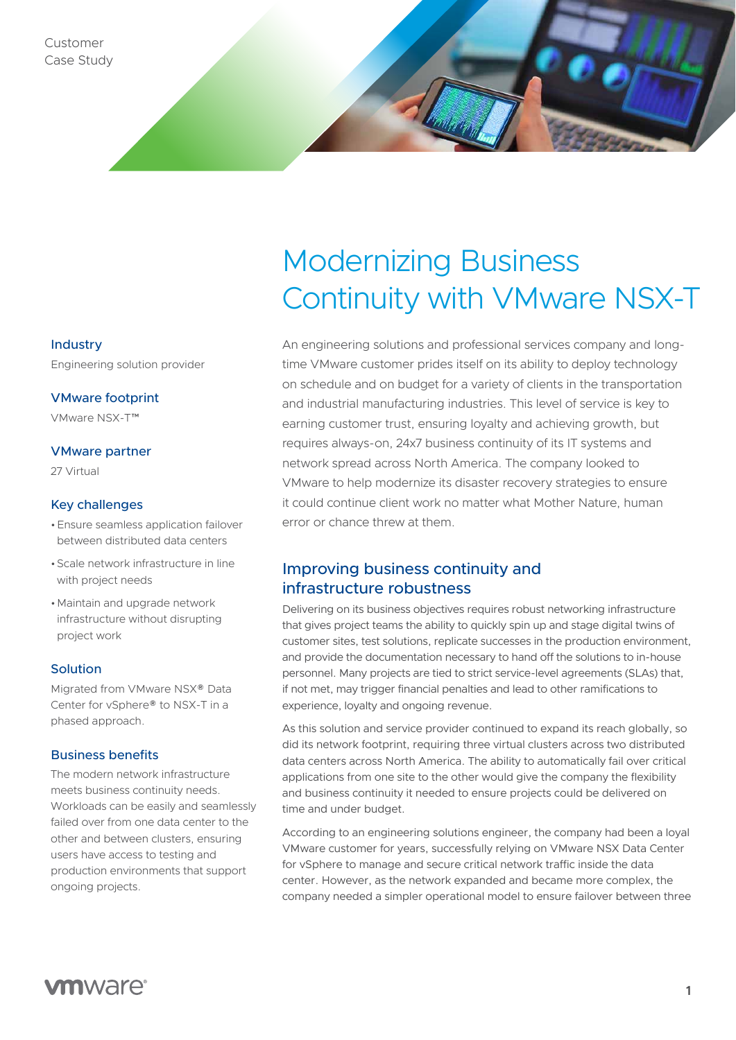Customer Case Study

# Modernizing Business Continuity with VMware NSX-T

### Industry

Engineering solution provider

### VMware footprint

VMware NSX-T™

### VMware partner

27 Virtual

### Key challenges

- Ensure seamless application failover between distributed data centers
- Scale network infrastructure in line with project needs
- Maintain and upgrade network infrastructure without disrupting project work

### Solution

Migrated from VMware NSX® Data Center for vSphere® to NSX-T in a phased approach.

### Business benefits

The modern network infrastructure meets business continuity needs. Workloads can be easily and seamlessly failed over from one data center to the other and between clusters, ensuring users have access to testing and production environments that support ongoing projects.

An engineering solutions and professional services company and long-time VMware customer prides itself on its ability to deploy technology on schedule and on budget for a variety of clients in the transportation and industrial manufacturing industries. This level of service is key to earning customer trust, ensuring loyalty and achieving growth, but requires always-on, 24x7 business continuity of its IT systems and network spread across North America. The company looked to VMware to help modernize its disaster recovery strategies to ensure it could continue client work no matter what Mother Nature, human error or chance threw at them.

## Improving business continuity and infrastructure robustness

Delivering on its business objectives requires robust networking infrastructure that gives project teams the ability to quickly spin up and stage digital twins of customer sites, test solutions, replicate successes in the production environment, and provide the documentation necessary to hand off the solutions to in-house personnel. Many projects are tied to strict service-level agreements (SLAs) that, if not met, may trigger financial penalties and lead to other ramifications to experience, loyalty and ongoing revenue.

As this solution and service provider continued to expand its reach globally, so did its network footprint, requiring three virtual clusters across two distributed data centers across North America. The ability to automatically fail over critical applications from one site to the other would give the company the flexibility and business continuity it needed to ensure projects could be delivered on time and under budget.

According to an engineering solutions engineer, the company had been a loyal VMware customer for years, successfully relying on VMware NSX Data Center for vSphere to manage and secure critical network traffic inside the data center. However, as the network expanded and became more complex, the company needed a simpler operational model to ensure failover between three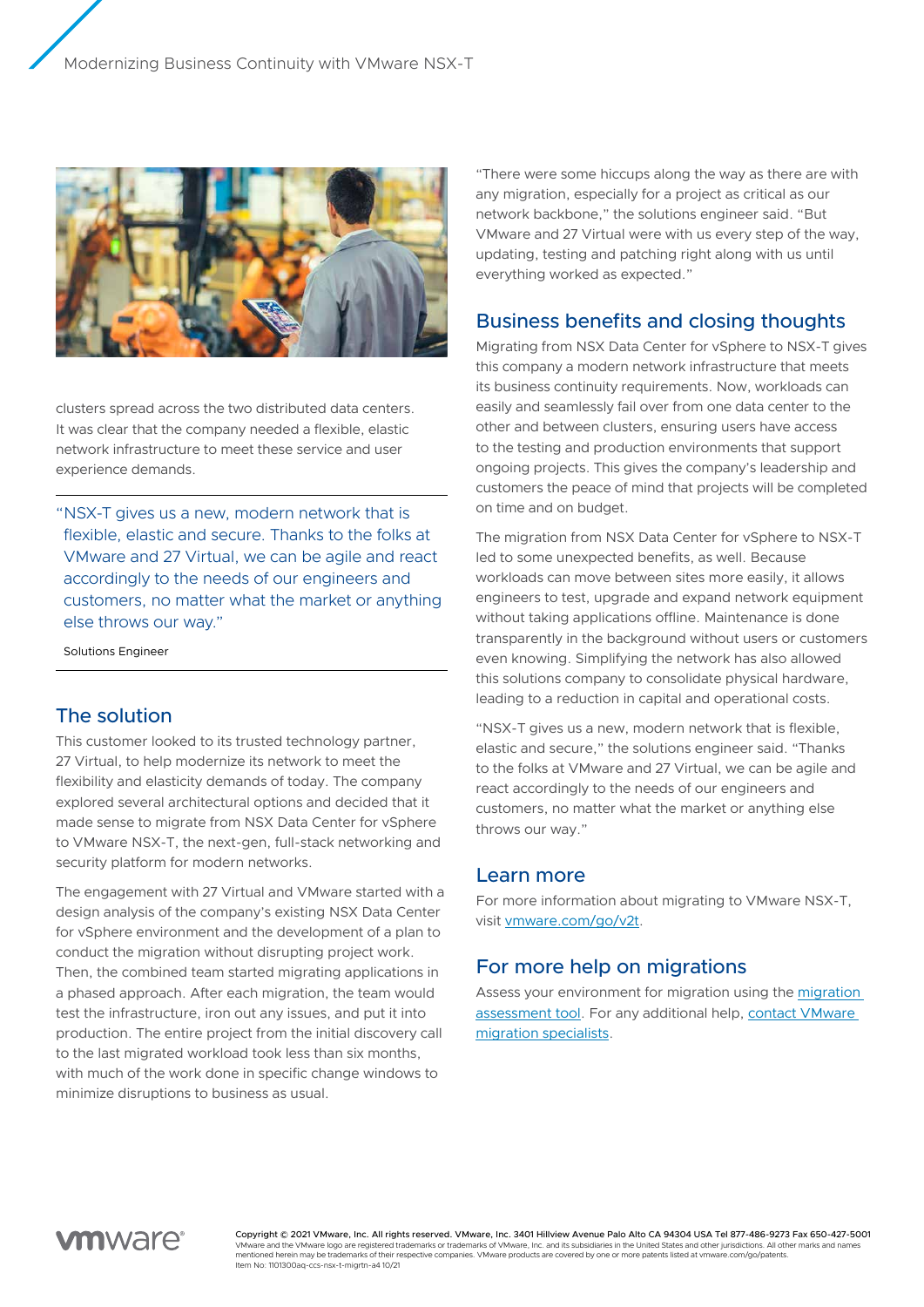clusters spread across the two distributed data centers. It was clear that the company needed a flexible, elastic network infrastructure to meet these service and user experience demands.

> "NSX-T gives us a new, modern network that is flexible, elastic and secure. Thanks to the folks at VMware and 27 Virtual, we can be agile and react accordingly to the needs of our engineers and customers, no matter what the market or anything else throws our way."
>
> Solutions Engineer

## The solution

This customer looked to its trusted technology partner, 27 Virtual, to help modernize its network to meet the flexibility and elasticity demands of today. The company explored several architectural options and decided that it made sense to migrate from NSX Data Center for vSphere to VMware NSX-T, the next-gen, full-stack networking and security platform for modern networks.

The engagement with 27 Virtual and VMware started with a design analysis of the company's existing NSX Data Center for vSphere environment and the development of a plan to conduct the migration without disrupting project work. Then, the combined team started migrating applications in a phased approach. After each migration, the team would test the infrastructure, iron out any issues, and put it into production. The entire project from the initial discovery call to the last migrated workload took less than six months, with much of the work done in specific change windows to minimize disruptions to business as usual.

"There were some hiccups along the way as there are with any migration, especially for a project as critical as our network backbone," the solutions engineer said. "But VMware and 27 Virtual were with us every step of the way, updating, testing and patching right along with us until everything worked as expected."

## Business benefits and closing thoughts

Migrating from NSX Data Center for vSphere to NSX-T gives this company a modern network infrastructure that meets its business continuity requirements. Now, workloads can easily and seamlessly fail over from one data center to the other and between clusters, ensuring users have access to the testing and production environments that support ongoing projects. This gives the company's leadership and customers the peace of mind that projects will be completed on time and on budget.

The migration from NSX Data Center for vSphere to NSX-T led to some unexpected benefits, as well. Because workloads can move between sites more easily, it allows engineers to test, upgrade and expand network equipment without taking applications offline. Maintenance is done transparently in the background without users or customers even knowing. Simplifying the network has also allowed this solutions company to consolidate physical hardware, leading to a reduction in capital and operational costs.

"NSX-T gives us a new, modern network that is flexible, elastic and secure," the solutions engineer said. "Thanks to the folks at VMware and 27 Virtual, we can be agile and react accordingly to the needs of our engineers and customers, no matter what the market or anything else throws our way."

## Learn more

For more information about migrating to VMware NSX-T, visit vmware.com/go/v2t.

## For more help on migrations

Assess your environment for migration using the migration assessment tool. For any additional help, contact VMware migration specialists.

Copyright © 2021 VMware, Inc. All rights reserved. VMware, Inc. 3401 Hillview Avenue Palo Alto CA 94304 USA Tel 877-486-9273 Fax 650-427-5001 VMware and the VMware logo are registered trademarks or trademarks of VMware, Inc. and its subsidiaries in the United States and other jurisdictions. All other marks and names mentioned herein may be trademarks of their respective companies. VMware products are covered by one or more patents listed at vmware.com/go/patents. Item No: 1101300aq-ccs-nsx-t-migrtn-a4 10/21